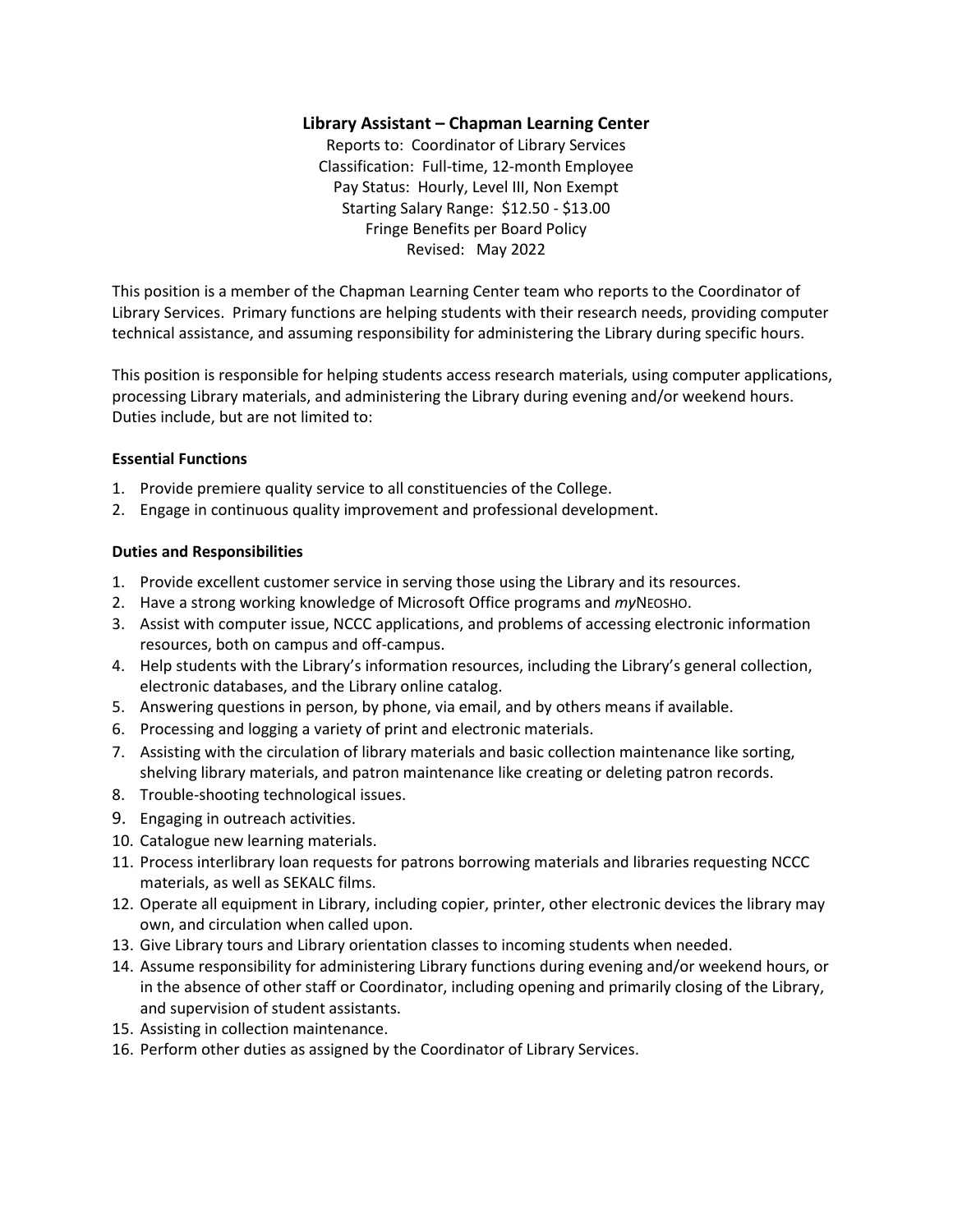# Library Assistant – Chapman Learning Center

Reports to: Coordinator of Library Services
Classification: Full-time, 12-month Employee
Pay Status: Hourly, Level III, Non Exempt
Starting Salary Range: $12.50 - $13.00
Fringe Benefits per Board Policy
Revised: May 2022

This position is a member of the Chapman Learning Center team who reports to the Coordinator of Library Services. Primary functions are helping students with their research needs, providing computer technical assistance, and assuming responsibility for administering the Library during specific hours.

This position is responsible for helping students access research materials, using computer applications, processing Library materials, and administering the Library during evening and/or weekend hours. Duties include, but are not limited to:

### Essential Functions

1. Provide premiere quality service to all constituencies of the College.
2. Engage in continuous quality improvement and professional development.

### Duties and Responsibilities

1. Provide excellent customer service in serving those using the Library and its resources.
2. Have a strong working knowledge of Microsoft Office programs and *my*NEOSHO.
3. Assist with computer issue, NCCC applications, and problems of accessing electronic information resources, both on campus and off-campus.
4. Help students with the Library's information resources, including the Library's general collection, electronic databases, and the Library online catalog.
5. Answering questions in person, by phone, via email, and by others means if available.
6. Processing and logging a variety of print and electronic materials.
7. Assisting with the circulation of library materials and basic collection maintenance like sorting, shelving library materials, and patron maintenance like creating or deleting patron records.
8. Trouble-shooting technological issues.
9. Engaging in outreach activities.
10. Catalogue new learning materials.
11. Process interlibrary loan requests for patrons borrowing materials and libraries requesting NCCC materials, as well as SEKALC films.
12. Operate all equipment in Library, including copier, printer, other electronic devices the library may own, and circulation when called upon.
13. Give Library tours and Library orientation classes to incoming students when needed.
14. Assume responsibility for administering Library functions during evening and/or weekend hours, or in the absence of other staff or Coordinator, including opening and primarily closing of the Library, and supervision of student assistants.
15. Assisting in collection maintenance.
16. Perform other duties as assigned by the Coordinator of Library Services.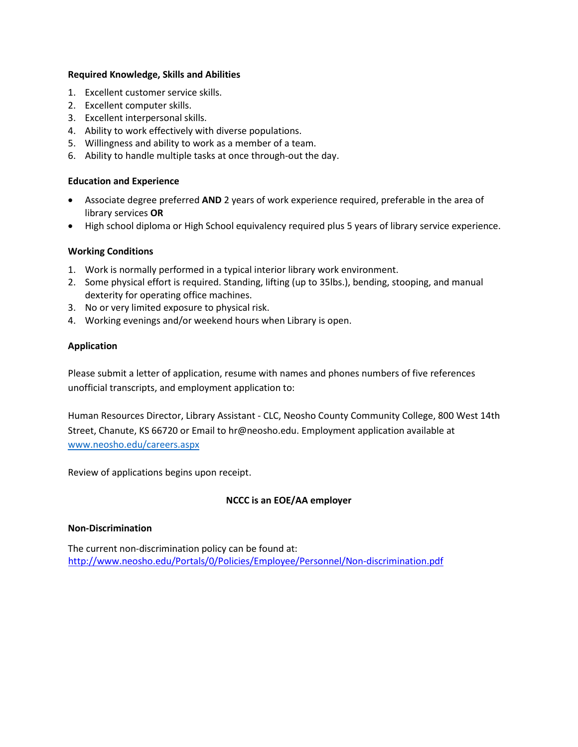### Required Knowledge, Skills and Abilities

1. Excellent customer service skills.
2. Excellent computer skills.
3. Excellent interpersonal skills.
4. Ability to work effectively with diverse populations.
5. Willingness and ability to work as a member of a team.
6. Ability to handle multiple tasks at once through-out the day.

### Education and Experience

- Associate degree preferred **AND** 2 years of work experience required, preferable in the area of library services **OR**
- High school diploma or High School equivalency required plus 5 years of library service experience.

### Working Conditions

1. Work is normally performed in a typical interior library work environment.
2. Some physical effort is required. Standing, lifting (up to 35lbs.), bending, stooping, and manual dexterity for operating office machines.
3. No or very limited exposure to physical risk.
4. Working evenings and/or weekend hours when Library is open.

### Application

Please submit a letter of application, resume with names and phones numbers of five references unofficial transcripts, and employment application to:

Human Resources Director, Library Assistant - CLC, Neosho County Community College, 800 West 14th Street, Chanute, KS 66720 or Email to hr@neosho.edu. Employment application available at [www.neosho.edu/careers.aspx](www.neosho.edu/careers.aspx)

Review of applications begins upon receipt.

**NCCC is an EOE/AA employer**

### Non-Discrimination

The current non-discrimination policy can be found at: [http://www.neosho.edu/Portals/0/Policies/Employee/Personnel/Non-discrimination.pdf](http://www.neosho.edu/Portals/0/Policies/Employee/Personnel/Non-discrimination.pdf)